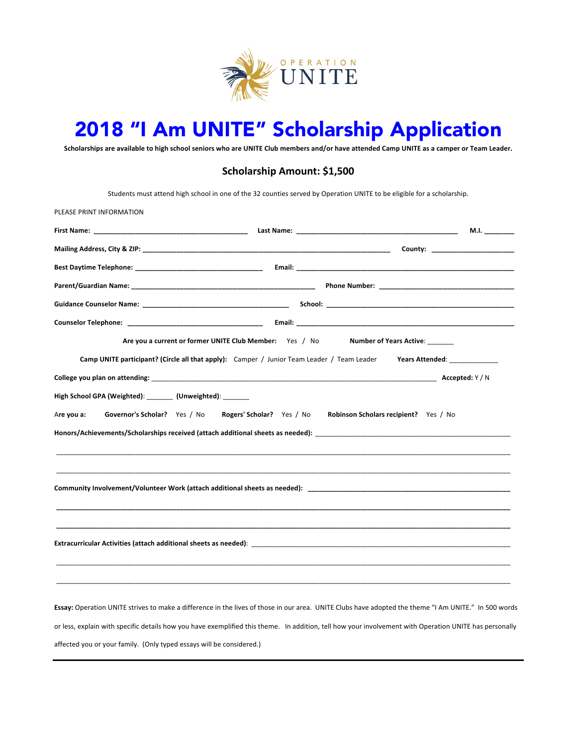OPERATION UNITE

# 2018 "I Am UNITE" Scholarship Application

**Scholarships are available to high school seniors who are UNITE Club members and/or have attended Camp UNITE as a camper or Team Leader.**

## Scholarship Amount: $1,500

Students must attend high school in one of the 32 counties served by Operation UNITE to be eligible for a scholarship.

PLEASE PRINT INFORMATION

**First Name:** ________________________________ **Last Name:** ________________________________ **M.I.** ______

**Mailing Address, City & ZIP:** ________________________________________________ **County:** ________________

**Best Daytime Telephone:** __________________________ **Email:** ________________________________________

**Parent/Guardian Name:** ____________________________________ **Phone Number:** ________________________

**Guidance Counselor Name:** ______________________________ **School:** ____________________________________

**Counselor Telephone:** ____________________________ **Email:** ________________________________________

**Are you a current or former UNITE Club Member:** Yes / No **Number of Years Active:** ______

**Camp UNITE participant? (Circle all that apply):** Camper / Junior Team Leader / Team Leader **Years Attended:** __________

**College you plan on attending:** ____________________________________________________________ **Accepted:** Y / N

**High School GPA (Weighted):** ______ **(Unweighted):** ______

Are you a: **Governor's Scholar?** Yes / No **Rogers' Scholar?** Yes / No **Robinson Scholars recipient?** Yes / No

**Honors/Achievements/Scholarships received (attach additional sheets as needed):** ________________________________________

____________________________________________________________________________________________

____________________________________________________________________________________________

**Community Involvement/Volunteer Work (attach additional sheets as needed):** ________________________________________

____________________________________________________________________________________________

____________________________________________________________________________________________

**Extracurricular Activities (attach additional sheets as needed):** ________________________________________________

____________________________________________________________________________________________

____________________________________________________________________________________________

**Essay:** Operation UNITE strives to make a difference in the lives of those in our area. UNITE Clubs have adopted the theme "I Am UNITE." In 500 words or less, explain with specific details how you have exemplified this theme. In addition, tell how your involvement with Operation UNITE has personally affected you or your family. (Only typed essays will be considered.)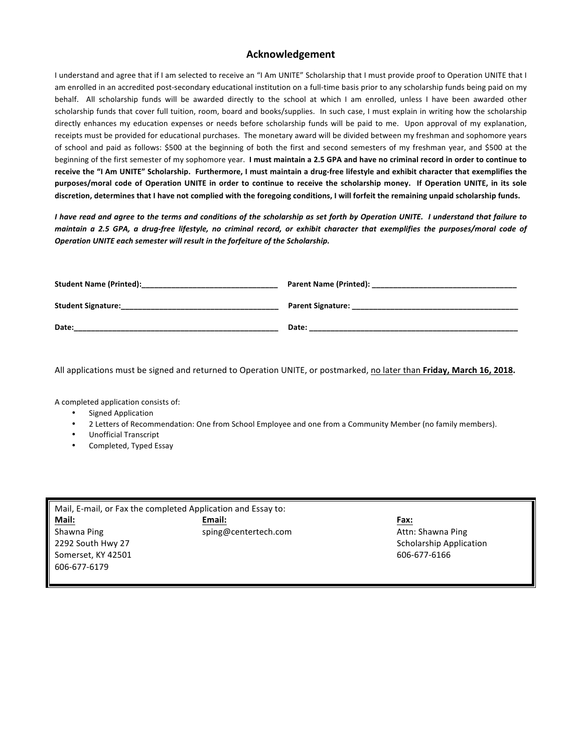## Acknowledgement

I understand and agree that if I am selected to receive an "I Am UNITE" Scholarship that I must provide proof to Operation UNITE that I am enrolled in an accredited post-secondary educational institution on a full-time basis prior to any scholarship funds being paid on my behalf. All scholarship funds will be awarded directly to the school at which I am enrolled, unless I have been awarded other scholarship funds that cover full tuition, room, board and books/supplies. In such case, I must explain in writing how the scholarship directly enhances my education expenses or needs before scholarship funds will be paid to me. Upon approval of my explanation, receipts must be provided for educational purchases. The monetary award will be divided between my freshman and sophomore years of school and paid as follows: $500 at the beginning of both the first and second semesters of my freshman year, and $500 at the beginning of the first semester of my sophomore year. **I must maintain a 2.5 GPA and have no criminal record in order to continue to receive the "I Am UNITE" Scholarship. Furthermore, I must maintain a drug-free lifestyle and exhibit character that exemplifies the purposes/moral code of Operation UNITE in order to continue to receive the scholarship money. If Operation UNITE, in its sole discretion, determines that I have not complied with the foregoing conditions, I will forfeit the remaining unpaid scholarship funds.**

***I have read and agree to the terms and conditions of the scholarship as set forth by Operation UNITE. I understand that failure to maintain a 2.5 GPA, a drug-free lifestyle, no criminal record, or exhibit character that exemplifies the purposes/moral code of Operation UNITE each semester will result in the forfeiture of the Scholarship.***

**Student Name (Printed):**________________________________ **Parent Name (Printed):** ________________________________

**Student Signature:**________________________________ **Parent Signature:** ________________________________

**Date:**________________________________ **Date:** ________________________________

All applications must be signed and returned to Operation UNITE, or postmarked, no later than **Friday, March 16, 2018.**

A completed application consists of:

- Signed Application
- 2 Letters of Recommendation: One from School Employee and one from a Community Member (no family members).
- Unofficial Transcript
- Completed, Typed Essay

Mail, E-mail, or Fax the completed Application and Essay to:

| **Mail:** | **Email:** | **Fax:** |
|---|---|---|
| Shawna Ping<br>2292 South Hwy 27<br>Somerset, KY 42501<br>606-677-6179 | sping@centertech.com | Attn: Shawna Ping<br>Scholarship Application<br>606-677-6166 |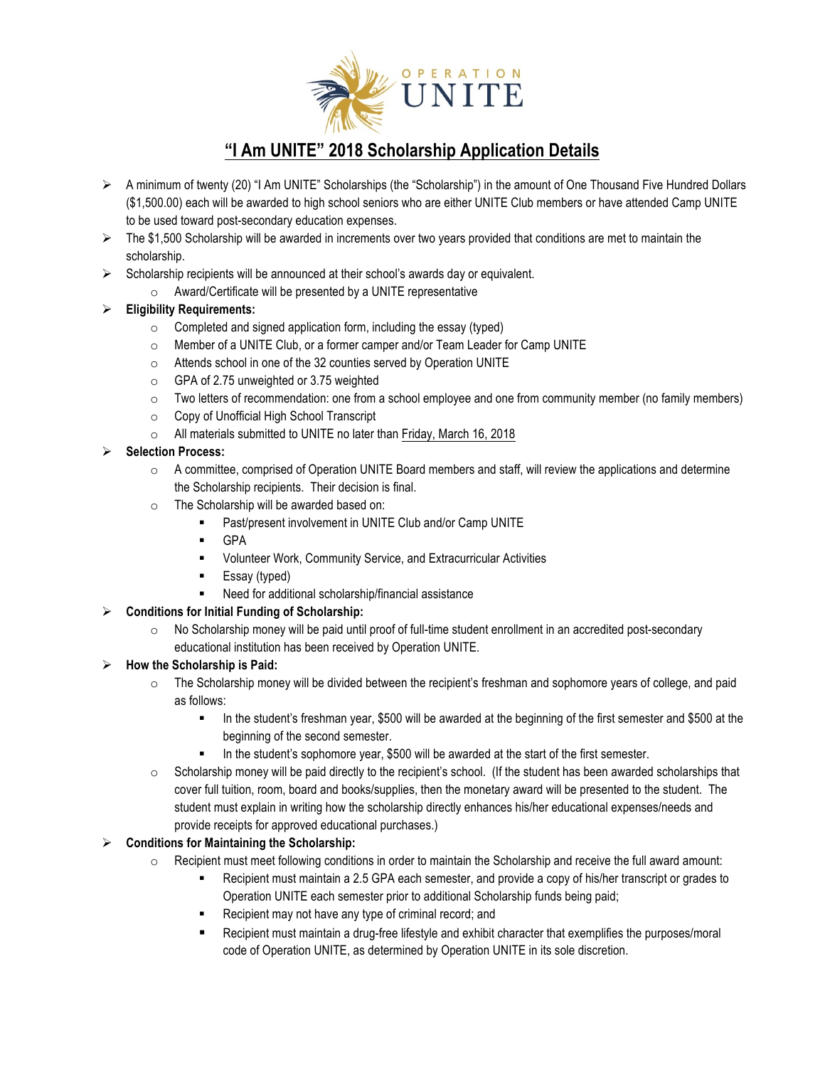OPERATION UNITE

# "I Am UNITE" 2018 Scholarship Application Details

- A minimum of twenty (20) "I Am UNITE" Scholarships (the "Scholarship") in the amount of One Thousand Five Hundred Dollars ($1,500.00) each will be awarded to high school seniors who are either UNITE Club members or have attended Camp UNITE to be used toward post-secondary education expenses.
- The $1,500 Scholarship will be awarded in increments over two years provided that conditions are met to maintain the scholarship.
- Scholarship recipients will be announced at their school's awards day or equivalent.
  - Award/Certificate will be presented by a UNITE representative
- **Eligibility Requirements:**
  - Completed and signed application form, including the essay (typed)
  - Member of a UNITE Club, or a former camper and/or Team Leader for Camp UNITE
  - Attends school in one of the 32 counties served by Operation UNITE
  - GPA of 2.75 unweighted or 3.75 weighted
  - Two letters of recommendation: one from a school employee and one from community member (no family members)
  - Copy of Unofficial High School Transcript
  - All materials submitted to UNITE no later than Friday, March 16, 2018
- **Selection Process:**
  - A committee, comprised of Operation UNITE Board members and staff, will review the applications and determine the Scholarship recipients. Their decision is final.
  - The Scholarship will be awarded based on:
    - Past/present involvement in UNITE Club and/or Camp UNITE
    - GPA
    - Volunteer Work, Community Service, and Extracurricular Activities
    - Essay (typed)
    - Need for additional scholarship/financial assistance
- **Conditions for Initial Funding of Scholarship:**
  - No Scholarship money will be paid until proof of full-time student enrollment in an accredited post-secondary educational institution has been received by Operation UNITE.
- **How the Scholarship is Paid:**
  - The Scholarship money will be divided between the recipient's freshman and sophomore years of college, and paid as follows:
    - In the student's freshman year, $500 will be awarded at the beginning of the first semester and $500 at the beginning of the second semester.
    - In the student's sophomore year, $500 will be awarded at the start of the first semester.
  - Scholarship money will be paid directly to the recipient's school. (If the student has been awarded scholarships that cover full tuition, room, board and books/supplies, then the monetary award will be presented to the student. The student must explain in writing how the scholarship directly enhances his/her educational expenses/needs and provide receipts for approved educational purchases.)
- **Conditions for Maintaining the Scholarship:**
  - Recipient must meet following conditions in order to maintain the Scholarship and receive the full award amount:
    - Recipient must maintain a 2.5 GPA each semester, and provide a copy of his/her transcript or grades to Operation UNITE each semester prior to additional Scholarship funds being paid;
    - Recipient may not have any type of criminal record; and
    - Recipient must maintain a drug-free lifestyle and exhibit character that exemplifies the purposes/moral code of Operation UNITE, as determined by Operation UNITE in its sole discretion.